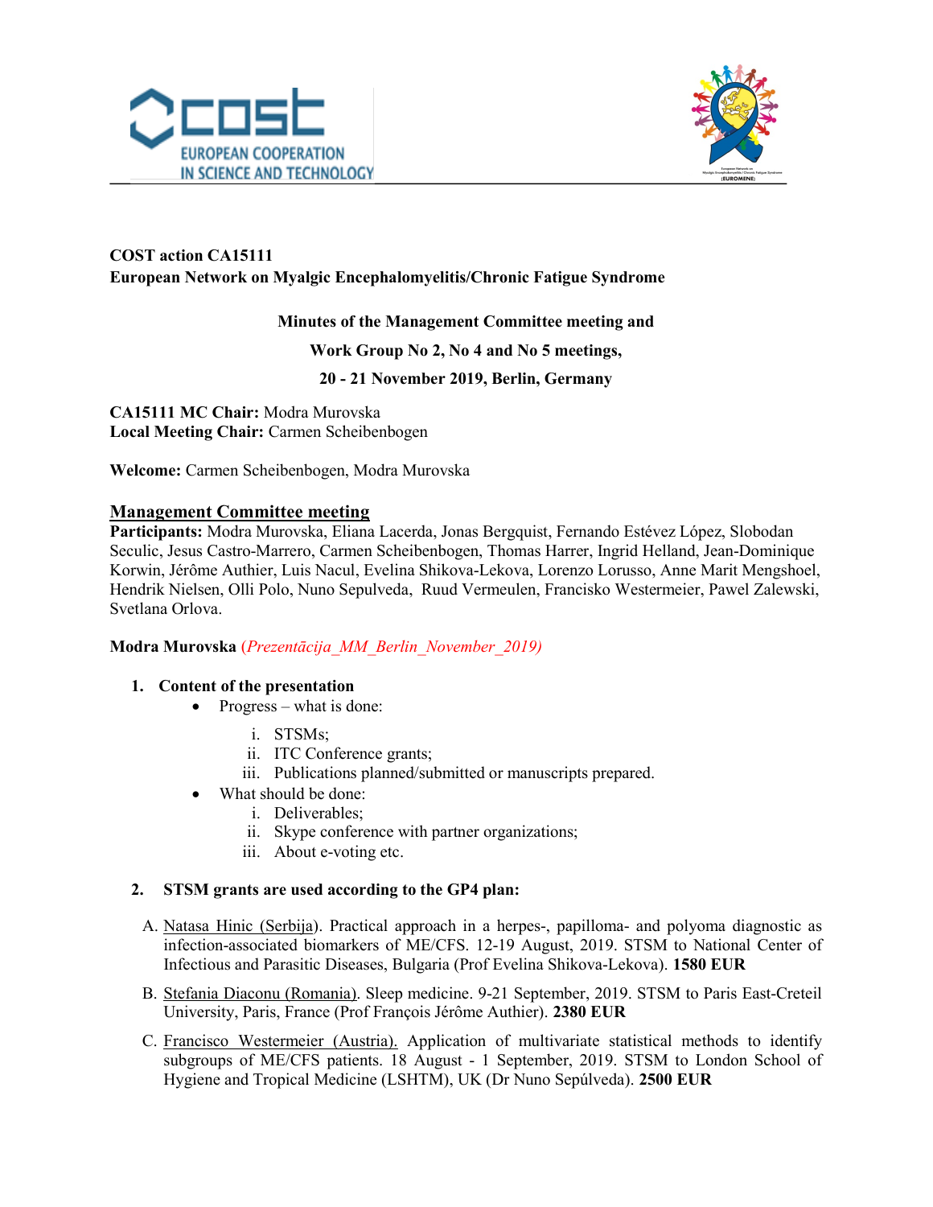**COST action CA15111**
**European Network on Myalgic Encephalomyelitis/Chronic Fatigue Syndrome**

**Minutes of the Management Committee meeting and**

**Work Group No 2, No 4 and No 5 meetings,**

**20 - 21 November 2019, Berlin, Germany**

**CA15111 MC Chair:** Modra Murovska
**Local Meeting Chair:** Carmen Scheibenbogen

**Welcome:** Carmen Scheibenbogen, Modra Murovska

## Management Committee meeting

**Participants:** Modra Murovska, Eliana Lacerda, Jonas Bergquist, Fernando Estévez López, Slobodan Seculic, Jesus Castro-Marrero, Carmen Scheibenbogen, Thomas Harrer, Ingrid Helland, Jean-Dominique Korwin, Jérôme Authier, Luis Nacul, Evelina Shikova-Lekova, Lorenzo Lorusso, Anne Marit Mengshoel, Hendrik Nielsen, Olli Polo, Nuno Sepulveda, Ruud Vermeulen, Francisko Westermeier, Pawel Zalewski, Svetlana Orlova.

**Modra Murovska** (*Prezentācija_MM_Berlin_November_2019)*

1. **Content of the presentation**
   - Progress – what is done:
     1. STSMs;
     2. ITC Conference grants;
     3. Publications planned/submitted or manuscripts prepared.
   - What should be done:
     1. Deliverables;
     2. Skype conference with partner organizations;
     3. About e-voting etc.

2. **STSM grants are used according to the GP4 plan:**

   A. Natasa Hinic (Serbija). Practical approach in a herpes-, papilloma- and polyoma diagnostic as infection-associated biomarkers of ME/CFS. 12-19 August, 2019. STSM to National Center of Infectious and Parasitic Diseases, Bulgaria (Prof Evelina Shikova-Lekova). **1580 EUR**

   B. Stefania Diaconu (Romania). Sleep medicine. 9-21 September, 2019. STSM to Paris East-Creteil University, Paris, France (Prof François Jérôme Authier). **2380 EUR**

   C. Francisco Westermeier (Austria). Application of multivariate statistical methods to identify subgroups of ME/CFS patients. 18 August - 1 September, 2019. STSM to London School of Hygiene and Tropical Medicine (LSHTM), UK (Dr Nuno Sepúlveda). **2500 EUR**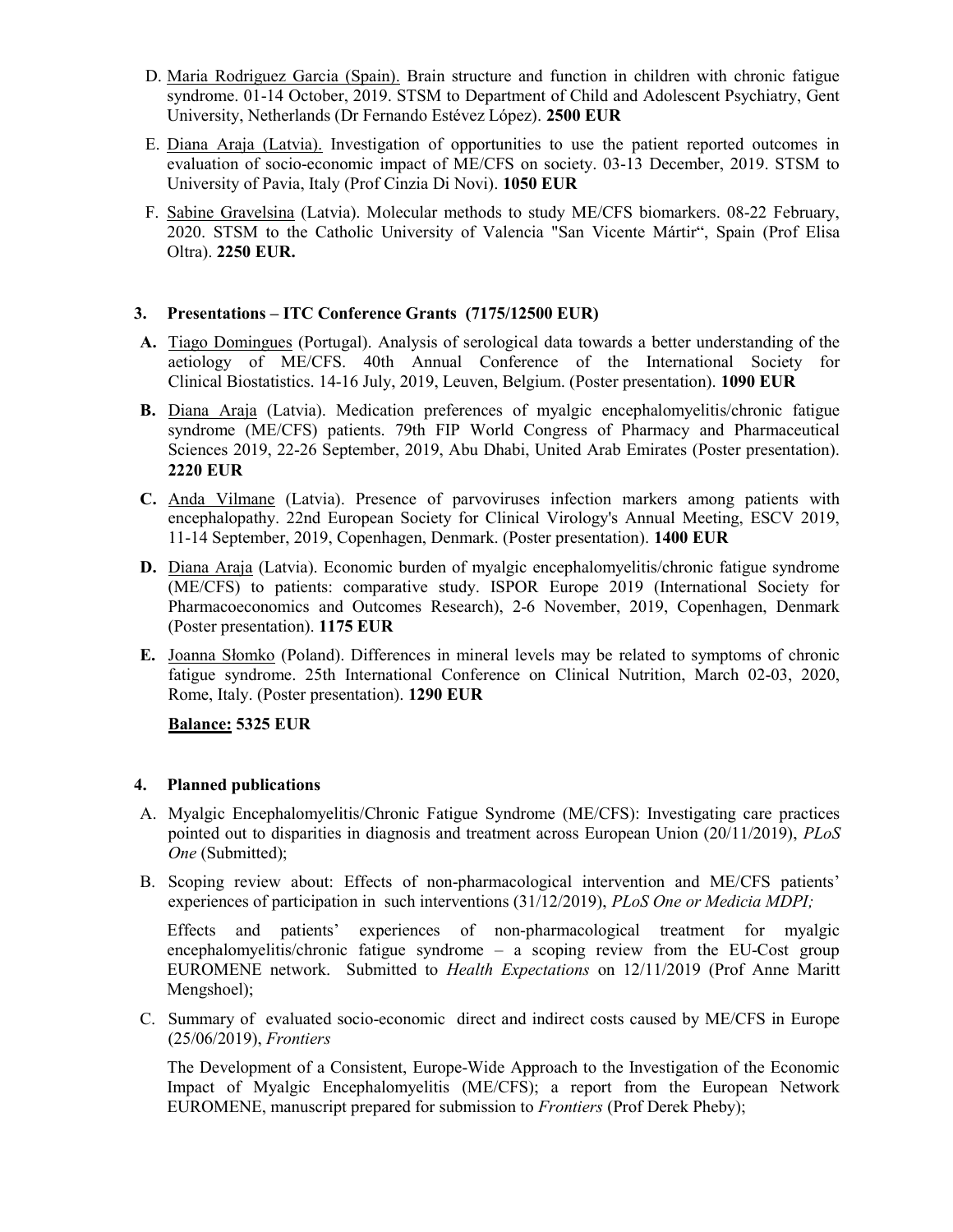D. Maria Rodriguez Garcia (Spain). Brain structure and function in children with chronic fatigue syndrome. 01-14 October, 2019. STSM to Department of Child and Adolescent Psychiatry, Gent University, Netherlands (Dr Fernando Estévez López). **2500 EUR**

E. Diana Araja (Latvia). Investigation of opportunities to use the patient reported outcomes in evaluation of socio-economic impact of ME/CFS on society. 03-13 December, 2019. STSM to University of Pavia, Italy (Prof Cinzia Di Novi). **1050 EUR**

F. Sabine Gravelsina (Latvia). Molecular methods to study ME/CFS biomarkers. 08-22 February, 2020. STSM to the Catholic University of Valencia "San Vicente Mártir", Spain (Prof Elisa Oltra). **2250 EUR.**

### 3. Presentations – ITC Conference Grants (7175/12500 EUR)

**A.** Tiago Domingues (Portugal). Analysis of serological data towards a better understanding of the aetiology of ME/CFS. 40th Annual Conference of the International Society for Clinical Biostatistics. 14-16 July, 2019, Leuven, Belgium. (Poster presentation). **1090 EUR**

**B.** Diana Araja (Latvia). Medication preferences of myalgic encephalomyelitis/chronic fatigue syndrome (ME/CFS) patients. 79th FIP World Congress of Pharmacy and Pharmaceutical Sciences 2019, 22-26 September, 2019, Abu Dhabi, United Arab Emirates (Poster presentation). **2220 EUR**

**C.** Anda Vilmane (Latvia). Presence of parvoviruses infection markers among patients with encephalopathy. 22nd European Society for Clinical Virology's Annual Meeting, ESCV 2019, 11-14 September, 2019, Copenhagen, Denmark. (Poster presentation). **1400 EUR**

**D.** Diana Araja (Latvia). Economic burden of myalgic encephalomyelitis/chronic fatigue syndrome (ME/CFS) to patients: comparative study. ISPOR Europe 2019 (International Society for Pharmacoeconomics and Outcomes Research), 2-6 November, 2019, Copenhagen, Denmark (Poster presentation). **1175 EUR**

**E.** Joanna Słomko (Poland). Differences in mineral levels may be related to symptoms of chronic fatigue syndrome. 25th International Conference on Clinical Nutrition, March 02-03, 2020, Rome, Italy. (Poster presentation). **1290 EUR**

**Balance: 5325 EUR**

### 4. Planned publications

A. Myalgic Encephalomyelitis/Chronic Fatigue Syndrome (ME/CFS): Investigating care practices pointed out to disparities in diagnosis and treatment across European Union (20/11/2019), *PLoS One* (Submitted);

B. Scoping review about: Effects of non-pharmacological intervention and ME/CFS patients' experiences of participation in such interventions (31/12/2019), *PLoS One or Medicia MDPI;*

Effects and patients' experiences of non-pharmacological treatment for myalgic encephalomyelitis/chronic fatigue syndrome – a scoping review from the EU-Cost group EUROMENE network. Submitted to *Health Expectations* on 12/11/2019 (Prof Anne Maritt Mengshoel);

C. Summary of evaluated socio-economic direct and indirect costs caused by ME/CFS in Europe (25/06/2019), *Frontiers*

The Development of a Consistent, Europe-Wide Approach to the Investigation of the Economic Impact of Myalgic Encephalomyelitis (ME/CFS); a report from the European Network EUROMENE, manuscript prepared for submission to *Frontiers* (Prof Derek Pheby);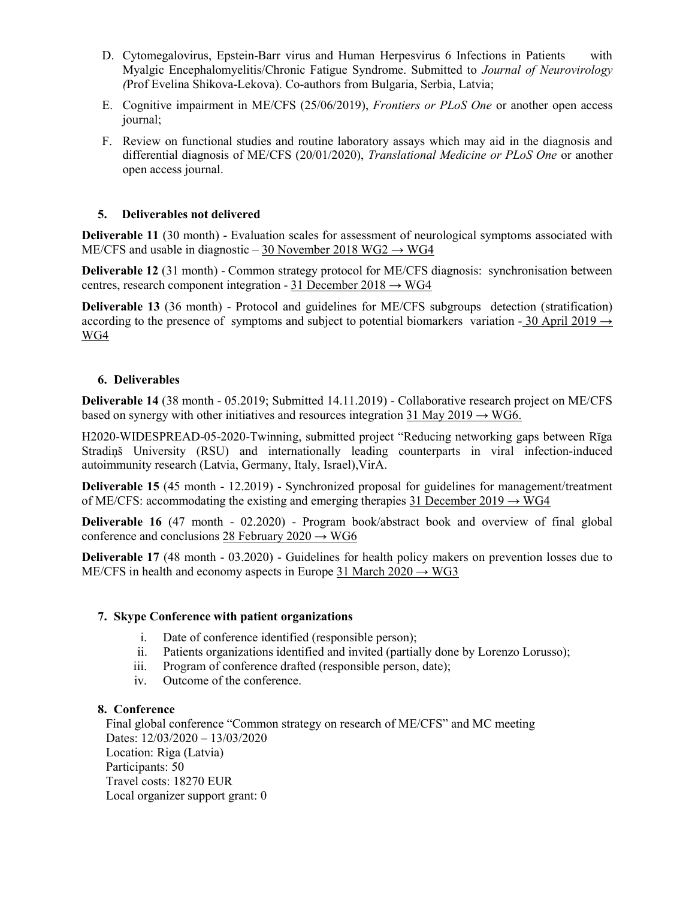D. Cytomegalovirus, Epstein-Barr virus and Human Herpesvirus 6 Infections in Patients with Myalgic Encephalomyelitis/Chronic Fatigue Syndrome. Submitted to *Journal of Neurovirology (*Prof Evelina Shikova-Lekova). Co-authors from Bulgaria, Serbia, Latvia;

E. Cognitive impairment in ME/CFS (25/06/2019), *Frontiers or PLoS One* or another open access journal;

F. Review on functional studies and routine laboratory assays which may aid in the diagnosis and differential diagnosis of ME/CFS (20/01/2020), *Translational Medicine or PLoS One* or another open access journal.

## 5. Deliverables not delivered

**Deliverable 11** (30 month) - Evaluation scales for assessment of neurological symptoms associated with ME/CFS and usable in diagnostic – 30 November 2018 WG2 → WG4

**Deliverable 12** (31 month) - Common strategy protocol for ME/CFS diagnosis: synchronisation between centres, research component integration - 31 December 2018 → WG4

**Deliverable 13** (36 month) - Protocol and guidelines for ME/CFS subgroups detection (stratification) according to the presence of symptoms and subject to potential biomarkers variation - 30 April 2019 → WG4

## 6. Deliverables

**Deliverable 14** (38 month - 05.2019; Submitted 14.11.2019) - Collaborative research project on ME/CFS based on synergy with other initiatives and resources integration 31 May 2019 → WG6.

H2020-WIDESPREAD-05-2020-Twinning, submitted project "Reducing networking gaps between Rīga Stradiņš University (RSU) and internationally leading counterparts in viral infection-induced autoimmunity research (Latvia, Germany, Italy, Israel),VirA.

**Deliverable 15** (45 month - 12.2019) - Synchronized proposal for guidelines for management/treatment of ME/CFS: accommodating the existing and emerging therapies 31 December 2019 → WG4

**Deliverable 16** (47 month - 02.2020) - Program book/abstract book and overview of final global conference and conclusions 28 February 2020 → WG6

**Deliverable 17** (48 month - 03.2020) - Guidelines for health policy makers on prevention losses due to ME/CFS in health and economy aspects in Europe 31 March 2020 → WG3

## 7. Skype Conference with patient organizations

i. Date of conference identified (responsible person);
ii. Patients organizations identified and invited (partially done by Lorenzo Lorusso);
iii. Program of conference drafted (responsible person, date);
iv. Outcome of the conference.

## 8. Conference

Final global conference "Common strategy on research of ME/CFS" and MC meeting
Dates: 12/03/2020 – 13/03/2020
Location: Riga (Latvia)
Participants: 50
Travel costs: 18270 EUR
Local organizer support grant: 0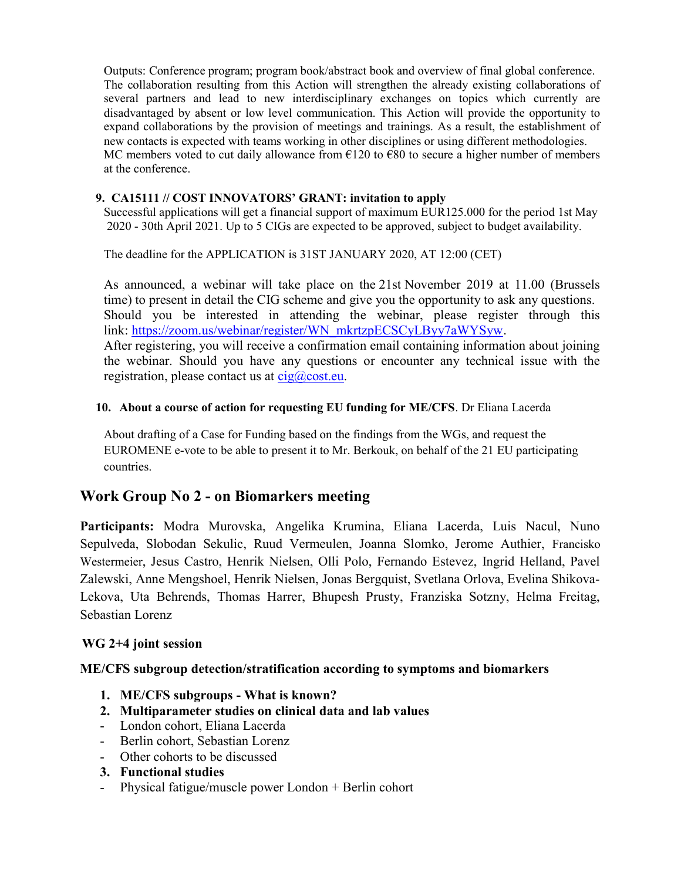Outputs: Conference program; program book/abstract book and overview of final global conference. The collaboration resulting from this Action will strengthen the already existing collaborations of several partners and lead to new interdisciplinary exchanges on topics which currently are disadvantaged by absent or low level communication. This Action will provide the opportunity to expand collaborations by the provision of meetings and trainings. As a result, the establishment of new contacts is expected with teams working in other disciplines or using different methodologies. MC members voted to cut daily allowance from €120 to €80 to secure a higher number of members at the conference.

9. **CA15111 // COST INNOVATORS' GRANT: invitation to apply**

Successful applications will get a financial support of maximum EUR125.000 for the period 1st May 2020 - 30th April 2021. Up to 5 CIGs are expected to be approved, subject to budget availability.

The deadline for the APPLICATION is 31ST JANUARY 2020, AT 12:00 (CET)

As announced, a webinar will take place on the 21st November 2019 at 11.00 (Brussels time) to present in detail the CIG scheme and give you the opportunity to ask any questions. Should you be interested in attending the webinar, please register through this link: https://zoom.us/webinar/register/WN_mkrtzpECSCyLByy7aWYSyw.
After registering, you will receive a confirmation email containing information about joining the webinar. Should you have any questions or encounter any technical issue with the registration, please contact us at cig@cost.eu.

10. **About a course of action for requesting EU funding for ME/CFS**. Dr Eliana Lacerda

About drafting of a Case for Funding based on the findings from the WGs, and request the EUROMENE e-vote to be able to present it to Mr. Berkouk, on behalf of the 21 EU participating countries.

## Work Group No 2 - on Biomarkers meeting

**Participants:** Modra Murovska, Angelika Krumina, Eliana Lacerda, Luis Nacul, Nuno Sepulveda, Slobodan Sekulic, Ruud Vermeulen, Joanna Slomko, Jerome Authier, Francisko Westermeier, Jesus Castro, Henrik Nielsen, Olli Polo, Fernando Estevez, Ingrid Helland, Pavel Zalewski, Anne Mengshoel, Henrik Nielsen, Jonas Bergquist, Svetlana Orlova, Evelina Shikova-Lekova, Uta Behrends, Thomas Harrer, Bhupesh Prusty, Franziska Sotzny, Helma Freitag, Sebastian Lorenz

### WG 2+4 joint session

**ME/CFS subgroup detection/stratification according to symptoms and biomarkers**

1. **ME/CFS subgroups - What is known?**
2. **Multiparameter studies on clinical data and lab values**
   - London cohort, Eliana Lacerda
   - Berlin cohort, Sebastian Lorenz
   - Other cohorts to be discussed
3. **Functional studies**
   - Physical fatigue/muscle power London + Berlin cohort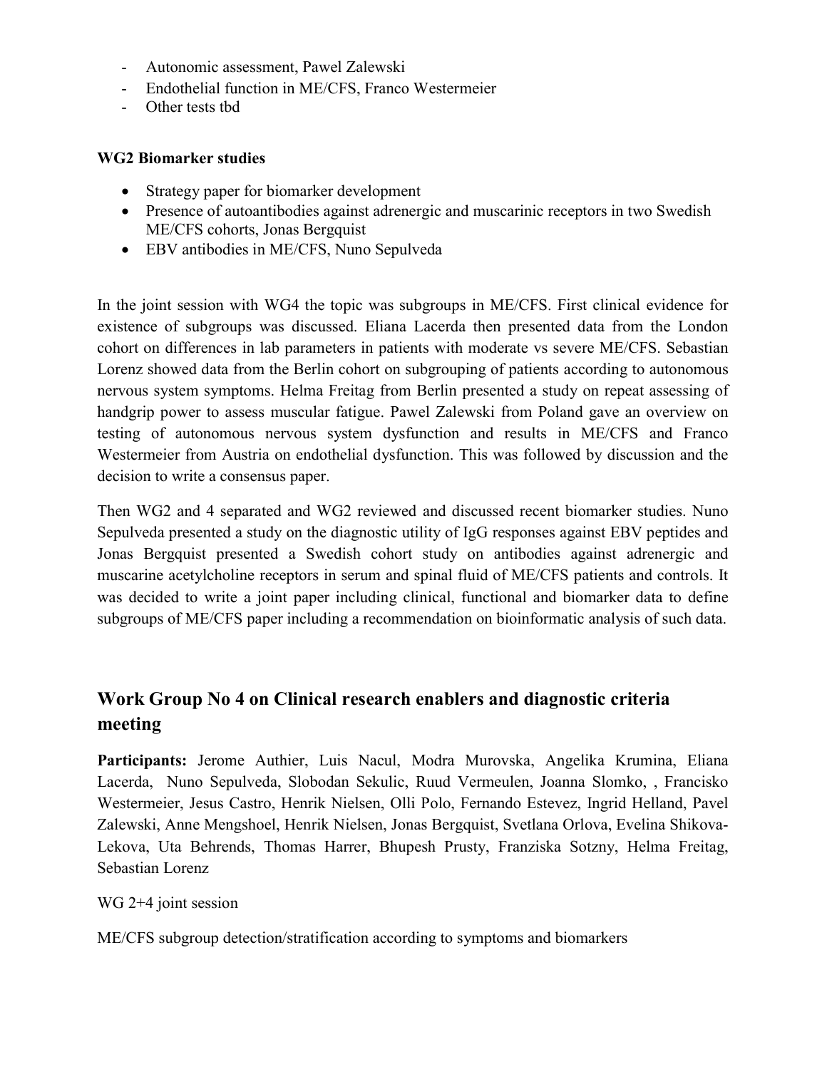- Autonomic assessment, Pawel Zalewski
- Endothelial function in ME/CFS, Franco Westermeier
- Other tests tbd

**WG2 Biomarker studies**

- Strategy paper for biomarker development
- Presence of autoantibodies against adrenergic and muscarinic receptors in two Swedish ME/CFS cohorts, Jonas Bergquist
- EBV antibodies in ME/CFS, Nuno Sepulveda

In the joint session with WG4 the topic was subgroups in ME/CFS. First clinical evidence for existence of subgroups was discussed. Eliana Lacerda then presented data from the London cohort on differences in lab parameters in patients with moderate vs severe ME/CFS. Sebastian Lorenz showed data from the Berlin cohort on subgrouping of patients according to autonomous nervous system symptoms. Helma Freitag from Berlin presented a study on repeat assessing of handgrip power to assess muscular fatigue. Pawel Zalewski from Poland gave an overview on testing of autonomous nervous system dysfunction and results in ME/CFS and Franco Westermeier from Austria on endothelial dysfunction. This was followed by discussion and the decision to write a consensus paper.

Then WG2 and 4 separated and WG2 reviewed and discussed recent biomarker studies. Nuno Sepulveda presented a study on the diagnostic utility of IgG responses against EBV peptides and Jonas Bergquist presented a Swedish cohort study on antibodies against adrenergic and muscarine acetylcholine receptors in serum and spinal fluid of ME/CFS patients and controls. It was decided to write a joint paper including clinical, functional and biomarker data to define subgroups of ME/CFS paper including a recommendation on bioinformatic analysis of such data.

## Work Group No 4 on Clinical research enablers and diagnostic criteria meeting

**Participants:** Jerome Authier, Luis Nacul, Modra Murovska, Angelika Krumina, Eliana Lacerda, Nuno Sepulveda, Slobodan Sekulic, Ruud Vermeulen, Joanna Slomko, , Francisko Westermeier, Jesus Castro, Henrik Nielsen, Olli Polo, Fernando Estevez, Ingrid Helland, Pavel Zalewski, Anne Mengshoel, Henrik Nielsen, Jonas Bergquist, Svetlana Orlova, Evelina Shikova-Lekova, Uta Behrends, Thomas Harrer, Bhupesh Prusty, Franziska Sotzny, Helma Freitag, Sebastian Lorenz

WG 2+4 joint session

ME/CFS subgroup detection/stratification according to symptoms and biomarkers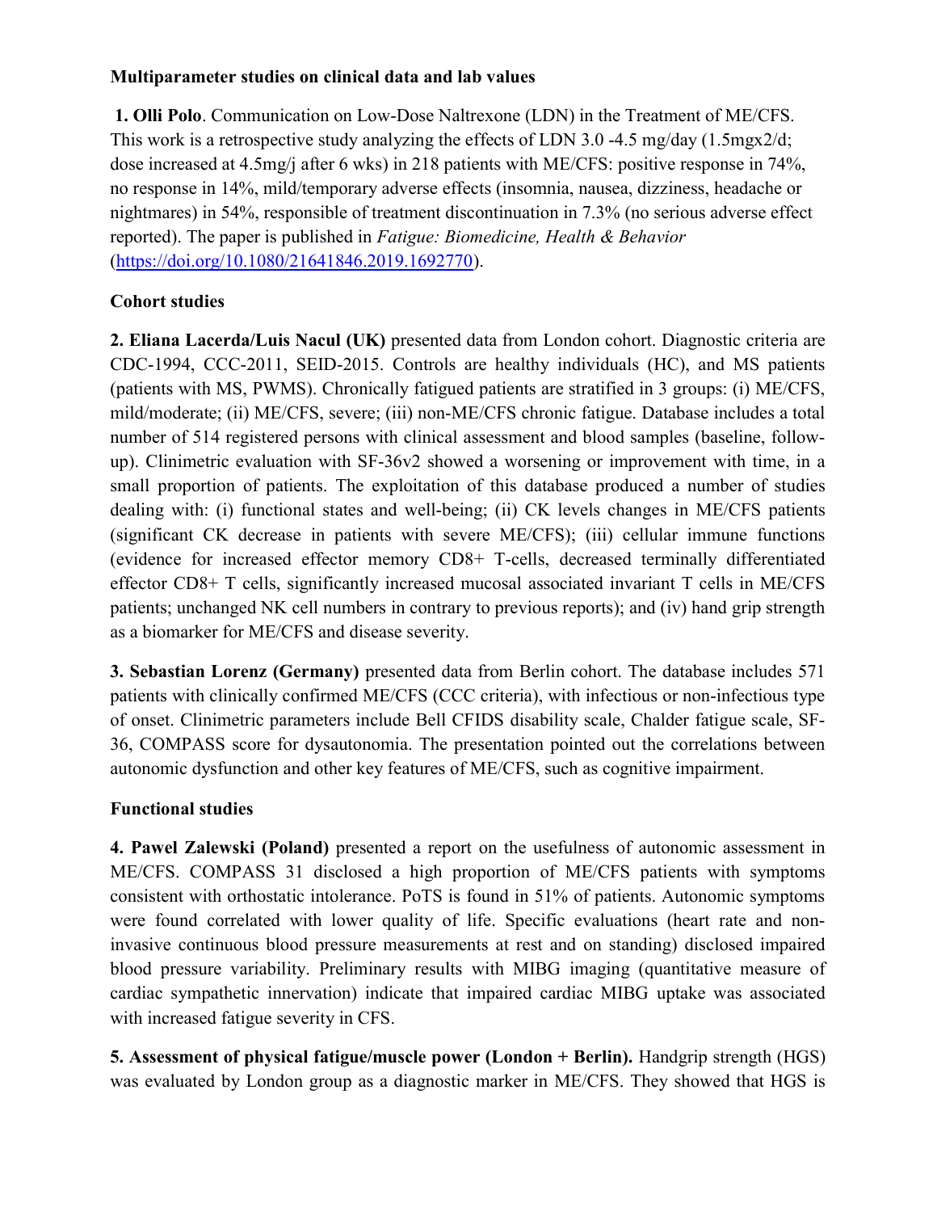**Multiparameter studies on clinical data and lab values**

**1. Olli Polo**. Communication on Low-Dose Naltrexone (LDN) in the Treatment of ME/CFS. This work is a retrospective study analyzing the effects of LDN 3.0 -4.5 mg/day (1.5mgx2/d; dose increased at 4.5mg/j after 6 wks) in 218 patients with ME/CFS: positive response in 74%, no response in 14%, mild/temporary adverse effects (insomnia, nausea, dizziness, headache or nightmares) in 54%, responsible of treatment discontinuation in 7.3% (no serious adverse effect reported). The paper is published in *Fatigue: Biomedicine, Health & Behavior* (https://doi.org/10.1080/21641846.2019.1692770).

**Cohort studies**

**2. Eliana Lacerda/Luis Nacul (UK)** presented data from London cohort. Diagnostic criteria are CDC-1994, CCC-2011, SEID-2015. Controls are healthy individuals (HC), and MS patients (patients with MS, PWMS). Chronically fatigued patients are stratified in 3 groups: (i) ME/CFS, mild/moderate; (ii) ME/CFS, severe; (iii) non-ME/CFS chronic fatigue. Database includes a total number of 514 registered persons with clinical assessment and blood samples (baseline, follow-up). Clinimetric evaluation with SF-36v2 showed a worsening or improvement with time, in a small proportion of patients. The exploitation of this database produced a number of studies dealing with: (i) functional states and well-being; (ii) CK levels changes in ME/CFS patients (significant CK decrease in patients with severe ME/CFS); (iii) cellular immune functions (evidence for increased effector memory CD8+ T-cells, decreased terminally differentiated effector CD8+ T cells, significantly increased mucosal associated invariant T cells in ME/CFS patients; unchanged NK cell numbers in contrary to previous reports); and (iv) hand grip strength as a biomarker for ME/CFS and disease severity.

**3. Sebastian Lorenz (Germany)** presented data from Berlin cohort. The database includes 571 patients with clinically confirmed ME/CFS (CCC criteria), with infectious or non-infectious type of onset. Clinimetric parameters include Bell CFIDS disability scale, Chalder fatigue scale, SF-36, COMPASS score for dysautonomia. The presentation pointed out the correlations between autonomic dysfunction and other key features of ME/CFS, such as cognitive impairment.

**Functional studies**

**4. Pawel Zalewski (Poland)** presented a report on the usefulness of autonomic assessment in ME/CFS. COMPASS 31 disclosed a high proportion of ME/CFS patients with symptoms consistent with orthostatic intolerance. PoTS is found in 51% of patients. Autonomic symptoms were found correlated with lower quality of life. Specific evaluations (heart rate and non-invasive continuous blood pressure measurements at rest and on standing) disclosed impaired blood pressure variability. Preliminary results with MIBG imaging (quantitative measure of cardiac sympathetic innervation) indicate that impaired cardiac MIBG uptake was associated with increased fatigue severity in CFS.

**5. Assessment of physical fatigue/muscle power (London + Berlin).** Handgrip strength (HGS) was evaluated by London group as a diagnostic marker in ME/CFS. They showed that HGS is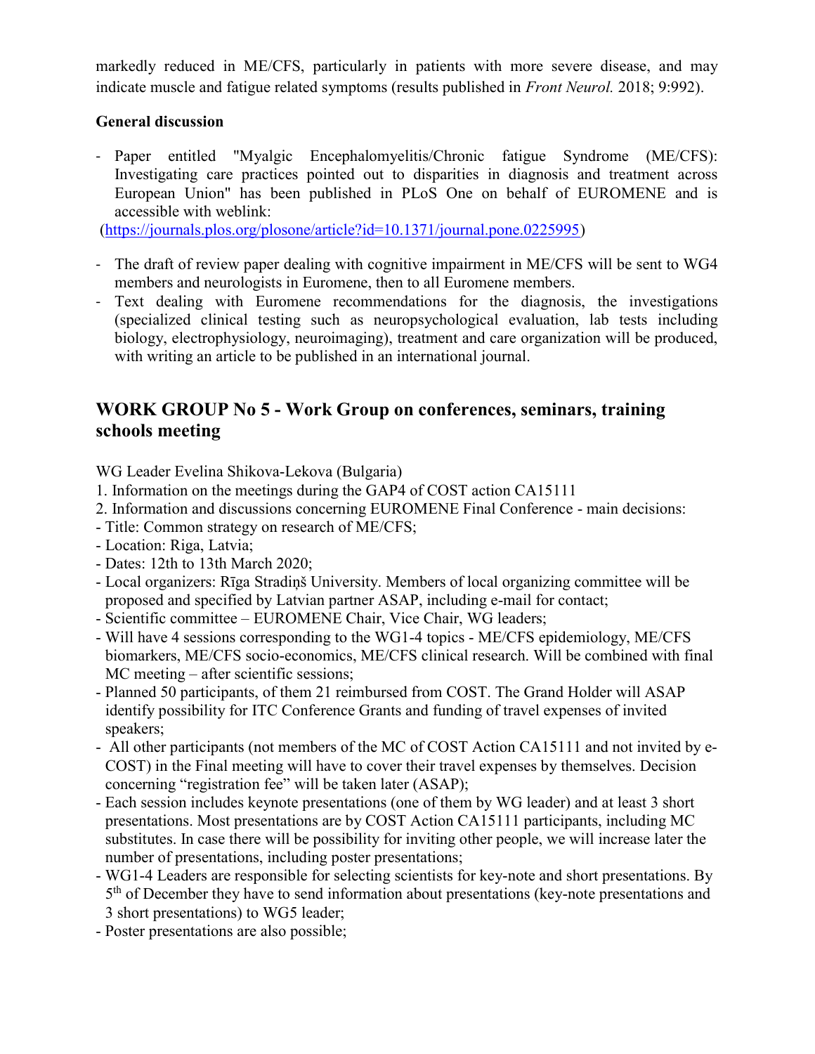markedly reduced in ME/CFS, particularly in patients with more severe disease, and may indicate muscle and fatigue related symptoms (results published in *Front Neurol.* 2018; 9:992).

**General discussion**

- Paper entitled "Myalgic Encephalomyelitis/Chronic fatigue Syndrome (ME/CFS): Investigating care practices pointed out to disparities in diagnosis and treatment across European Union" has been published in PLoS One on behalf of EUROMENE and is accessible with weblink: (https://journals.plos.org/plosone/article?id=10.1371/journal.pone.0225995)
- The draft of review paper dealing with cognitive impairment in ME/CFS will be sent to WG4 members and neurologists in Euromene, then to all Euromene members.
- Text dealing with Euromene recommendations for the diagnosis, the investigations (specialized clinical testing such as neuropsychological evaluation, lab tests including biology, electrophysiology, neuroimaging), treatment and care organization will be produced, with writing an article to be published in an international journal.

## WORK GROUP No 5 - Work Group on conferences, seminars, training schools meeting

WG Leader Evelina Shikova-Lekova (Bulgaria)

1. Information on the meetings during the GAP4 of COST action CA15111
2. Information and discussions concerning EUROMENE Final Conference - main decisions:

- Title: Common strategy on research of ME/CFS;
- Location: Riga, Latvia;
- Dates: 12th to 13th March 2020;
- Local organizers: Rīga Stradiņš University. Members of local organizing committee will be proposed and specified by Latvian partner ASAP, including e-mail for contact;
- Scientific committee – EUROMENE Chair, Vice Chair, WG leaders;
- Will have 4 sessions corresponding to the WG1-4 topics - ME/CFS epidemiology, ME/CFS biomarkers, ME/CFS socio-economics, ME/CFS clinical research. Will be combined with final MC meeting – after scientific sessions;
- Planned 50 participants, of them 21 reimbursed from COST. The Grand Holder will ASAP identify possibility for ITC Conference Grants and funding of travel expenses of invited speakers;
- All other participants (not members of the MC of COST Action CA15111 and not invited by e-COST) in the Final meeting will have to cover their travel expenses by themselves. Decision concerning "registration fee" will be taken later (ASAP);
- Each session includes keynote presentations (one of them by WG leader) and at least 3 short presentations. Most presentations are by COST Action CA15111 participants, including MC substitutes. In case there will be possibility for inviting other people, we will increase later the number of presentations, including poster presentations;
- WG1-4 Leaders are responsible for selecting scientists for key-note and short presentations. By 5th of December they have to send information about presentations (key-note presentations and 3 short presentations) to WG5 leader;
- Poster presentations are also possible;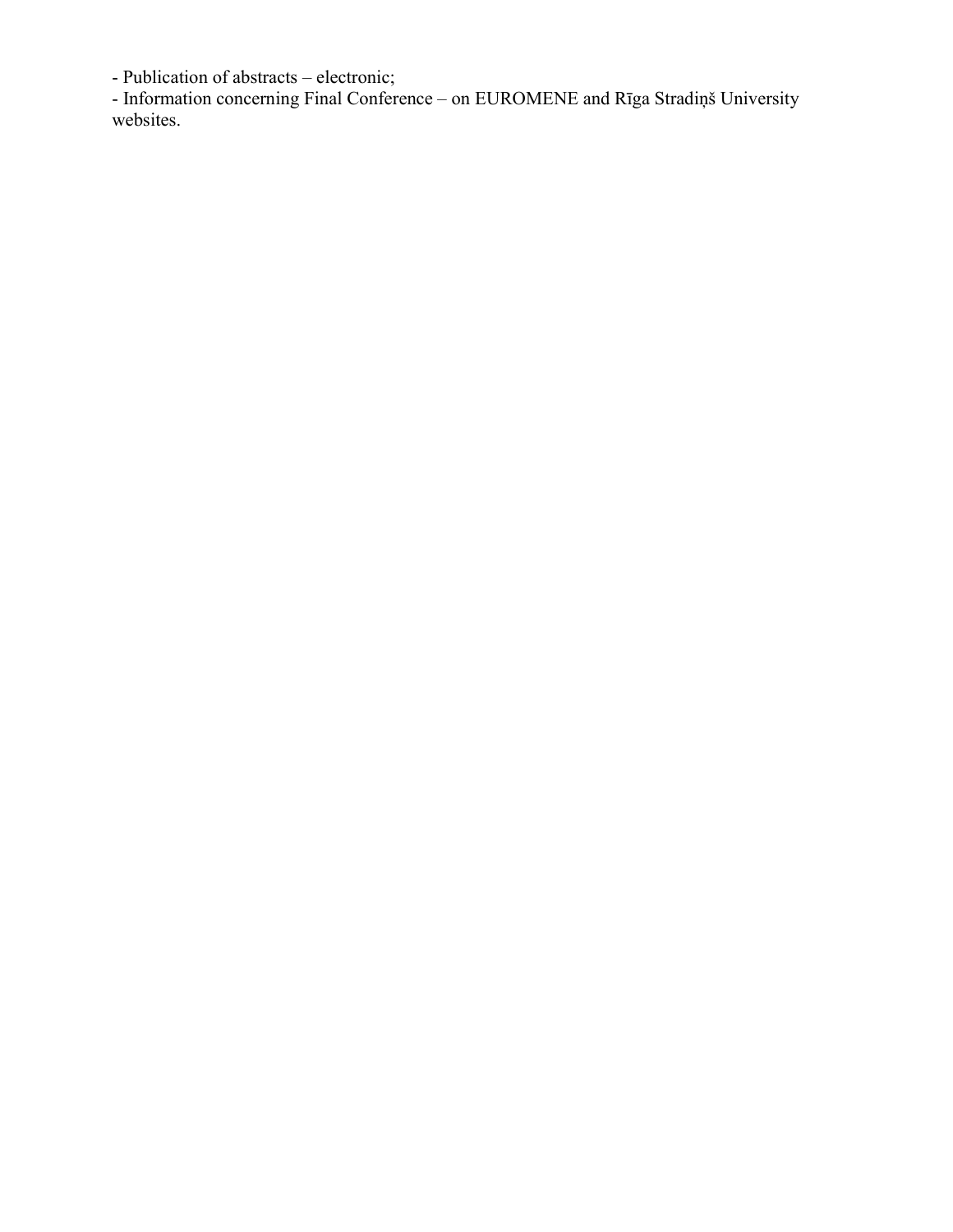- Publication of abstracts – electronic;
- Information concerning Final Conference – on EUROMENE and Rīga Stradiņš University websites.